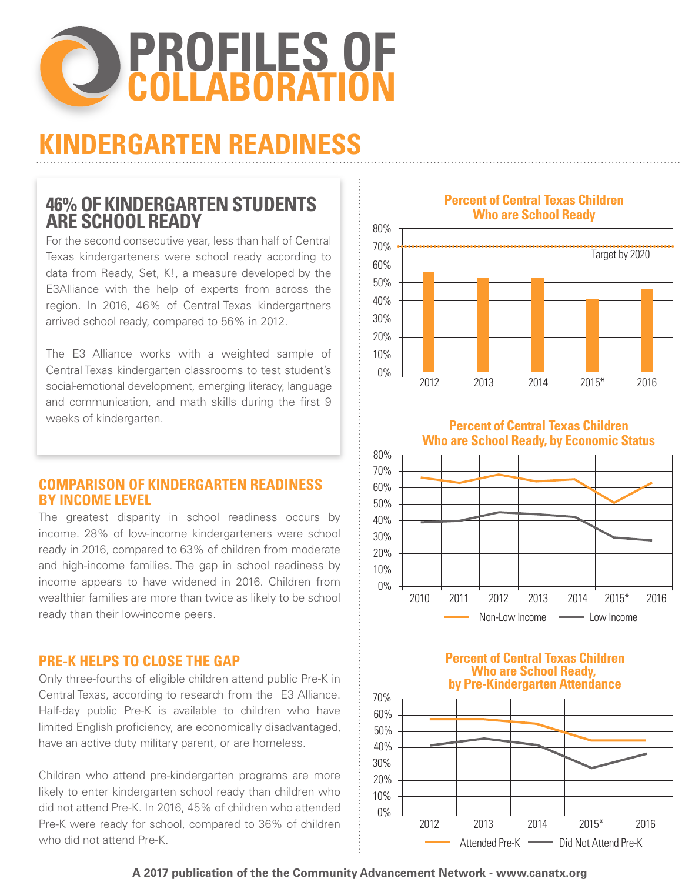# PROFILES OF COLLABORATION

## KINDERGARTEN READINESS

### 46% OF KINDERGARTEN STUDENTS ARE SCHOOL READY

For the second consecutive year, less than half of Central Texas kindergarteners were school ready according to data from Ready, Set, K!, a measure developed by the E3Alliance with the help of experts from across the region. In 2016, 46% of Central Texas kindergartners arrived school ready, compared to 56% in 2012.

The E3 Alliance works with a weighted sample of Central Texas kindergarten classrooms to test student's social-emotional development, emerging literacy, language and communication, and math skills during the first 9 weeks of kindergarten.

### COMPARISON OF KINDERGARTEN READINESS BY INCOME LEVEL

The greatest disparity in school readiness occurs by income. 28% of low-income kindergarteners were school ready in 2016, compared to 63% of children from moderate and high-income families. The gap in school readiness by income appears to have widened in 2016. Children from wealthier families are more than twice as likely to be school ready than their low-income peers.

### PRE-K HELPS TO CLOSE THE GAP

Only three-fourths of eligible children attend public Pre-K in Central Texas, according to research from the E3 Alliance. Half-day public Pre-K is available to children who have limited English proficiency, are economically disadvantaged, have an active duty military parent, or are homeless.

Children who attend pre-kindergarten programs are more likely to enter kindergarten school ready than children who did not attend Pre-K. In 2016, 45% of children who attended Pre-K were ready for school, compared to 36% of children who did not attend Pre-K.

**Percent of Central Texas Children Who are School Ready**

(Target by 2020: 70%)

| 2012 | 2013 | 2014 | 2015* | 2016 |
|---|---|---|---|---|
| 56% | 53% | 53% | 41% | 46% |

**Percent of Central Texas Children Who are School Ready, by Economic Status**

| | 2010 | 2011 | 2012 | 2013 | 2014 | 2015* | 2016 |
|---|---|---|---|---|---|---|---|
| Non-Low Income | 66% | 63% | 68% | 64% | 65% | 51% | 63% |
| Low Income | 39% | 40% | 45% | 44% | 42% | 30% | 28% |

**Percent of Central Texas Children Who are School Ready, by Pre-Kindergarten Attendance**

| | 2012 | 2013 | 2014 | 2015* | 2016 |
|---|---|---|---|---|---|
| Attended Pre-K | 57% | 57% | 55% | 45% | 45% |
| Did Not Attend Pre-K | 41% | 46% | 42% | 27% | 36% |

**A 2017 publication of the the Community Advancement Network - www.canatx.org**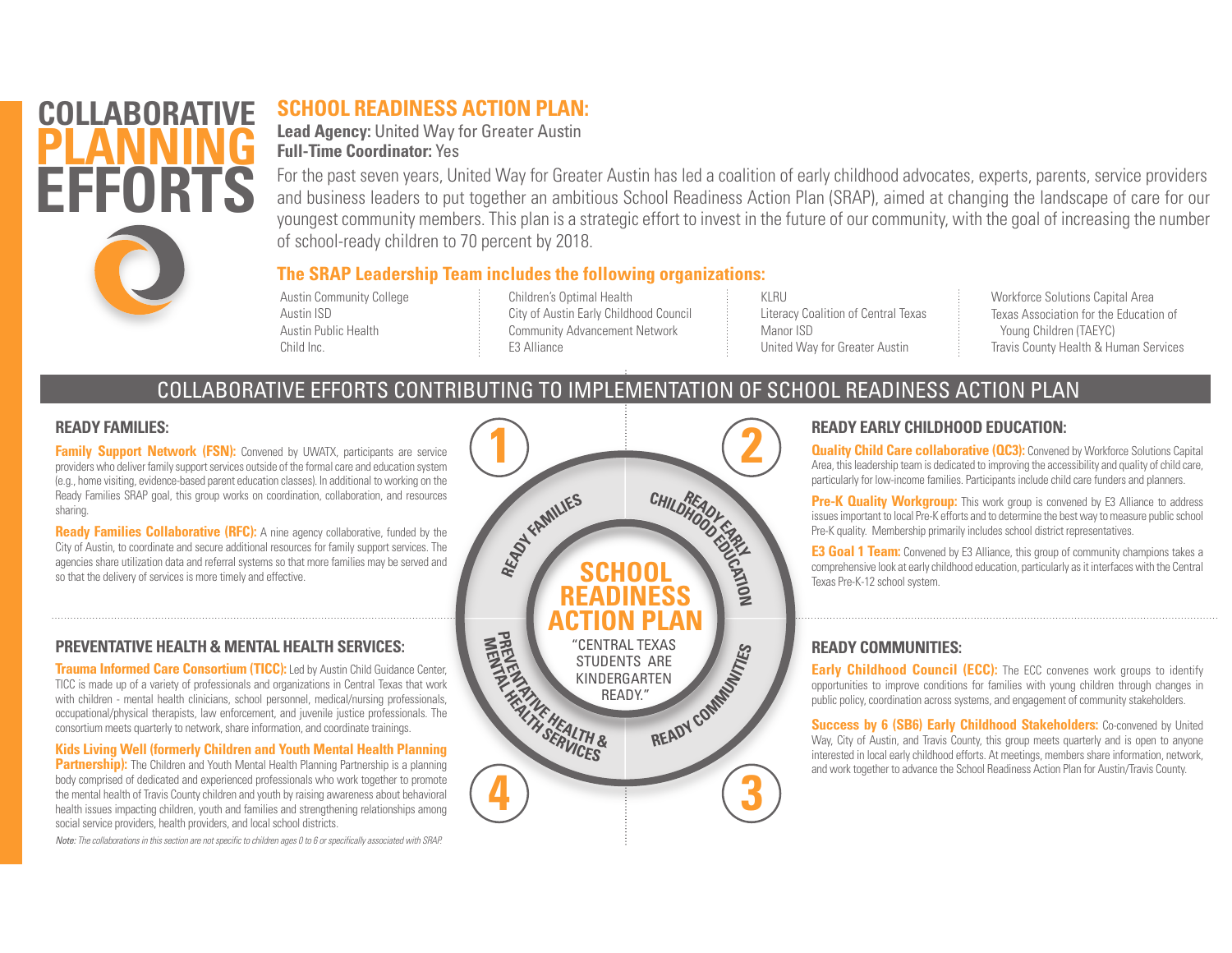# COLLABORATIVE PLANNING EFFORTS

## SCHOOL READINESS ACTION PLAN:

**Lead Agency:** United Way for Greater Austin
**Full-Time Coordinator:** Yes

For the past seven years, United Way for Greater Austin has led a coalition of early childhood advocates, experts, parents, service providers and business leaders to put together an ambitious School Readiness Action Plan (SRAP), aimed at changing the landscape of care for our youngest community members. This plan is a strategic effort to invest in the future of our community, with the goal of increasing the number of school-ready children to 70 percent by 2018.

### The SRAP Leadership Team includes the following organizations:

- Austin Community College
- Austin ISD
- Austin Public Health
- Child Inc.
- Children's Optimal Health
- City of Austin Early Childhood Council
- Community Advancement Network
- E3 Alliance
- KLRU
- Literacy Coalition of Central Texas
- Manor ISD
- United Way for Greater Austin
- Workforce Solutions Capital Area
- Texas Association for the Education of Young Children (TAEYC)
- Travis County Health & Human Services

## COLLABORATIVE EFFORTS CONTRIBUTING TO IMPLEMENTATION OF SCHOOL READINESS ACTION PLAN

**SCHOOL READINESS ACTION PLAN:** "CENTRAL TEXAS STUDENTS ARE KINDERGARTEN READY."

1. READY FAMILIES
2. READY EARLY CHILDHOOD EDUCATION
3. READY COMMUNITIES
4. PREVENTATIVE HEALTH & MENTAL HEALTH SERVICES

### 1. READY FAMILIES:

**Family Support Network (FSN):** Convened by UWATX, participants are service providers who deliver family support services outside of the formal care and education system (e.g., home visiting, evidence-based parent education classes). In additional to working on the Ready Families SRAP goal, this group works on coordination, collaboration, and resources sharing.

**Ready Families Collaborative (RFC):** A nine agency collaborative, funded by the City of Austin, to coordinate and secure additional resources for family support services. The agencies share utilization data and referral systems so that more families may be served and so that the delivery of services is more timely and effective.

### 2. READY EARLY CHILDHOOD EDUCATION:

**Quality Child Care collaborative (QC3):** Convened by Workforce Solutions Capital Area, this leadership team is dedicated to improving the accessibility and quality of child care, particularly for low-income families. Participants include child care funders and planners.

**Pre-K Quality Workgroup:** This work group is convened by E3 Alliance to address issues important to local Pre-K efforts and to determine the best way to measure public school Pre-K quality. Membership primarily includes school district representatives.

**E3 Goal 1 Team:** Convened by E3 Alliance, this group of community champions takes a comprehensive look at early childhood education, particularly as it interfaces with the Central Texas Pre-K-12 school system.

### 3. READY COMMUNITIES:

**Early Childhood Council (ECC):** The ECC convenes work groups to identify opportunities to improve conditions for families with young children through changes in public policy, coordination across systems, and engagement of community stakeholders.

**Success by 6 (SB6) Early Childhood Stakeholders:** Co-convened by United Way, City of Austin, and Travis County, this group meets quarterly and is open to anyone interested in local early childhood efforts. At meetings, members share information, network, and work together to advance the School Readiness Action Plan for Austin/Travis County.

### 4. PREVENTATIVE HEALTH & MENTAL HEALTH SERVICES:

**Trauma Informed Care Consortium (TICC):** Led by Austin Child Guidance Center, TICC is made up of a variety of professionals and organizations in Central Texas that work with children - mental health clinicians, school personnel, medical/nursing professionals, occupational/physical therapists, law enforcement, and juvenile justice professionals. The consortium meets quarterly to network, share information, and coordinate trainings.

**Kids Living Well (formerly Children and Youth Mental Health Planning Partnership):** The Children and Youth Mental Health Planning Partnership is a planning body comprised of dedicated and experienced professionals who work together to promote the mental health of Travis County children and youth by raising awareness about behavioral health issues impacting children, youth and families and strengthening relationships among social service providers, health providers, and local school districts.

*Note: The collaborations in this section are not specific to children ages 0 to 6 or specifically associated with SRAP.*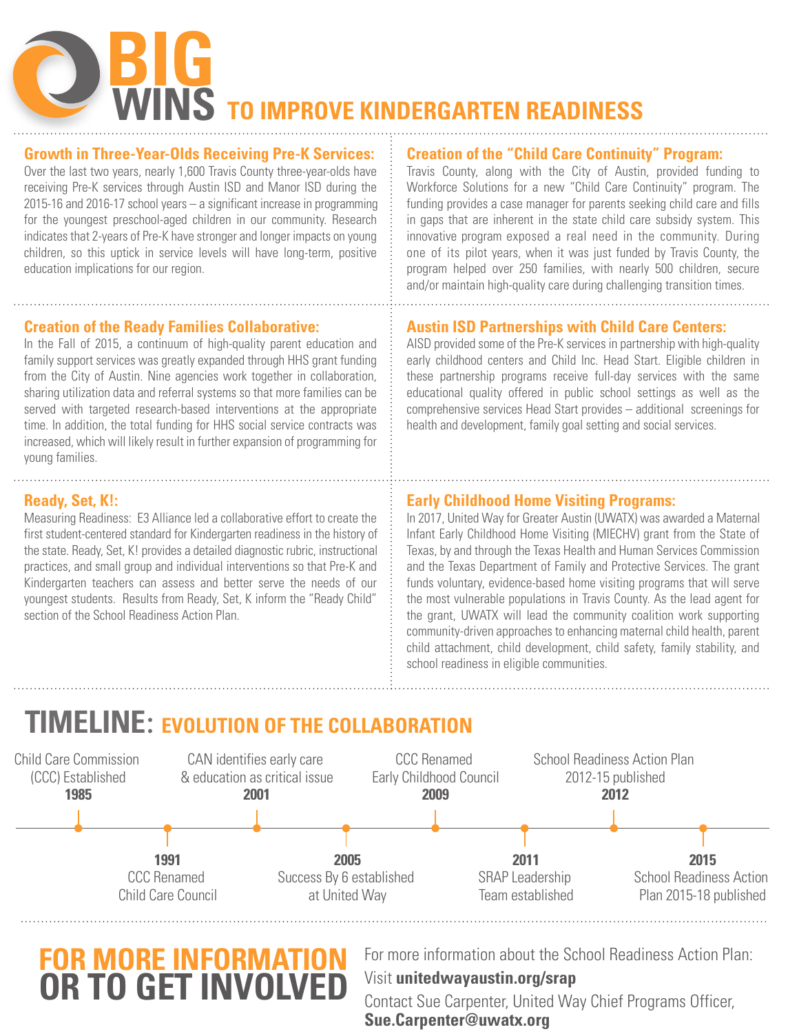# BIG WINS TO IMPROVE KINDERGARTEN READINESS

### Growth in Three-Year-Olds Receiving Pre-K Services:

Over the last two years, nearly 1,600 Travis County three-year-olds have receiving Pre-K services through Austin ISD and Manor ISD during the 2015-16 and 2016-17 school years – a significant increase in programming for the youngest preschool-aged children in our community. Research indicates that 2-years of Pre-K have stronger and longer impacts on young children, so this uptick in service levels will have long-term, positive education implications for our region.

### Creation of the "Child Care Continuity" Program:

Travis County, along with the City of Austin, provided funding to Workforce Solutions for a new "Child Care Continuity" program. The funding provides a case manager for parents seeking child care and fills in gaps that are inherent in the state child care subsidy system. This innovative program exposed a real need in the community. During one of its pilot years, when it was just funded by Travis County, the program helped over 250 families, with nearly 500 children, secure and/or maintain high-quality care during challenging transition times.

### Creation of the Ready Families Collaborative:

In the Fall of 2015, a continuum of high-quality parent education and family support services was greatly expanded through HHS grant funding from the City of Austin. Nine agencies work together in collaboration, sharing utilization data and referral systems so that more families can be served with targeted research-based interventions at the appropriate time. In addition, the total funding for HHS social service contracts was increased, which will likely result in further expansion of programming for young families.

### Austin ISD Partnerships with Child Care Centers:

AISD provided some of the Pre-K services in partnership with high-quality early childhood centers and Child Inc. Head Start. Eligible children in these partnership programs receive full-day services with the same educational quality offered in public school settings as well as the comprehensive services Head Start provides – additional screenings for health and development, family goal setting and social services.

### Ready, Set, K!:

Measuring Readiness: E3 Alliance led a collaborative effort to create the first student-centered standard for Kindergarten readiness in the history of the state. Ready, Set, K! provides a detailed diagnostic rubric, instructional practices, and small group and individual interventions so that Pre-K and Kindergarten teachers can assess and better serve the needs of our youngest students. Results from Ready, Set, K inform the "Ready Child" section of the School Readiness Action Plan.

### Early Childhood Home Visiting Programs:

In 2017, United Way for Greater Austin (UWATX) was awarded a Maternal Infant Early Childhood Home Visiting (MIECHV) grant from the State of Texas, by and through the Texas Health and Human Services Commission and the Texas Department of Family and Protective Services. The grant funds voluntary, evidence-based home visiting programs that will serve the most vulnerable populations in Travis County. As the lead agent for the grant, UWATX will lead the community coalition work supporting community-driven approaches to enhancing maternal child health, parent child attachment, child development, child safety, family stability, and school readiness in eligible communities.

## TIMELINE: EVOLUTION OF THE COLLABORATION

- **1985** – Child Care Commission (CCC) Established
- **1991** – CCC Renamed Child Care Council
- **2001** – CAN identifies early care & education as critical issue
- **2005** – Success By 6 established at United Way
- **2009** – CCC Renamed Early Childhood Council
- **2011** – SRAP Leadership Team established
- **2012** – School Readiness Action Plan 2012-15 published
- **2015** – School Readiness Action Plan 2015-18 published

## FOR MORE INFORMATION OR TO GET INVOLVED

For more information about the School Readiness Action Plan:

Visit **unitedwayaustin.org/srap**

Contact Sue Carpenter, United Way Chief Programs Officer, **Sue.Carpenter@uwatx.org**